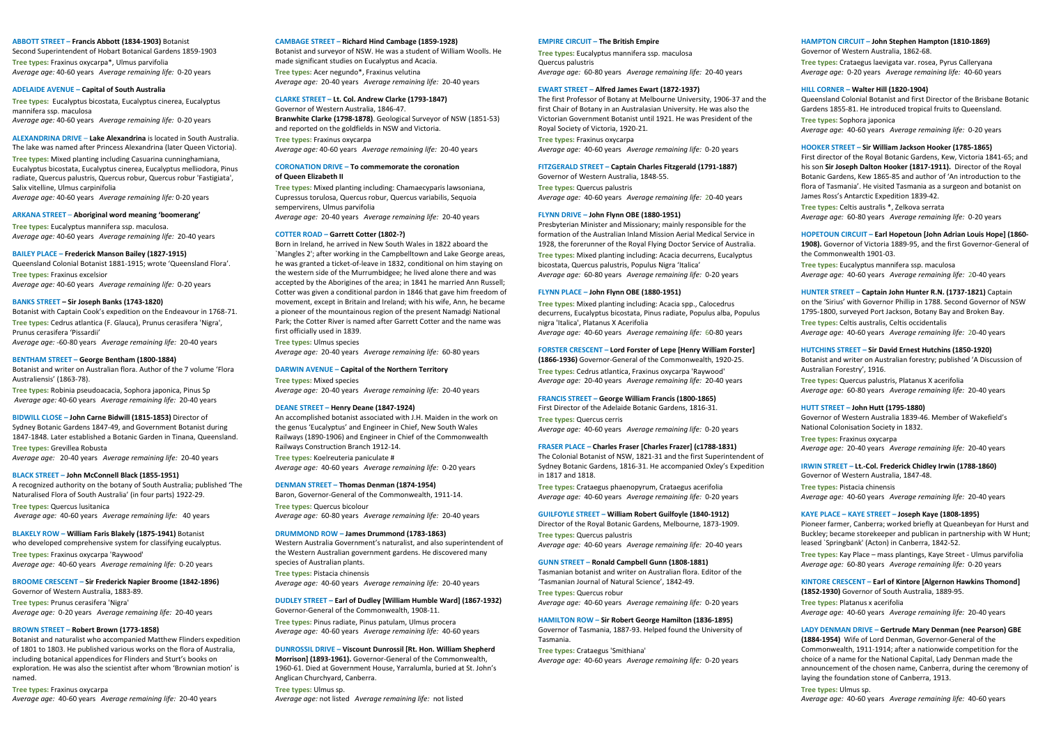**ABBOTT STREET – Francis Abbott (1834-1903)** Botanist
Second Superintendent of Hobart Botanical Gardens 1859-1903
Tree types: Fraxinus oxycarpa*, Ulmus parvifolia
*Average age:* 40-60 years *Average remaining life:* 0-20 years

**ADELAIDE AVENUE – Capital of South Australia**
Tree types: Eucalyptus bicostata, Eucalyptus cinerea, Eucalyptus mannifera ssp. maculosa
*Average age:* 40-60 years *Average remaining life:* 0-20 years

**ALEXANDRINA DRIVE – Lake Alexandrina** is located in South Australia. The lake was named after Princess Alexandrina (later Queen Victoria).
Tree types: Mixed planting including Casuarina cunninghamiana, Eucalyptus bicostata, Eucalyptus cinerea, Eucalyptus melliodora, Pinus radiate, Quercus palustris, Quercus robur, Quercus robur 'Fastigiata', Salix vitelline, Ulmus carpinifolia
*Average age:* 40-60 years *Average remaining life:* 0-20 years

**ARKANA STREET – Aboriginal word meaning 'boomerang'**
Tree types: Eucalyptus mannifera ssp. maculosa.
*Average age:* 40-60 years *Average remaining life:* 20-40 years

**BAILEY PLACE – Frederick Manson Bailey (1827-1915)**
Queensland Colonial Botanist 1881-1915; wrote 'Queensland Flora'.
Tree types: Fraxinus excelsior
*Average age:* 40-60 years *Average remaining life:* 0-20 years

**BANKS STREET – Sir Joseph Banks (1743-1820)**
Botanist with Captain Cook's expedition on the Endeavour in 1768-71.
Tree types: Cedrus atlantica (F. Glauca), Prunus cerasifera 'Nigra', Prunus cerasifera 'Pissardii'
*Average age:* -60-80 years *Average remaining life:* 20-40 years

**BENTHAM STREET – George Bentham (1800-1884)**
Botanist and writer on Australian flora. Author of the 7 volume 'Flora Australiensis' (1863-78).
Tree types: Robinia pseudoacacia, Sophora japonica, Pinus Sp
*Average age:* 40-60 years *Average remaining life:* 20-40 years

**BIDWILL CLOSE – John Carne Bidwill (1815-1853)** Director of Sydney Botanic Gardens 1847-49, and Government Botanist during 1847-1848. Later established a Botanic Garden in Tinana, Queensland.
Tree types: Grevillea Robusta
*Average age:* 20-40 years *Average remaining life:* 20-40 years

**BLACK STREET – John McConnell Black (1855-1951)**
A recognized authority on the botany of South Australia; published 'The Naturalised Flora of South Australia' (in four parts) 1922-29.
Tree types: Quercus lusitanica
*Average age:* 40-60 years *Average remaining life:* 40 years

**BLAKELY ROW – William Faris Blakely (1875-1941)** Botanist who developed comprehensive system for classifying eucalyptus.
Tree types: Fraxinus oxycarpa 'Raywood'
*Average age:* 40-60 years *Average remaining life:* 0-20 years

**BROOME CRESCENT – Sir Frederick Napier Broome (1842-1896)**
Governor of Western Australia, 1883-89.
Tree types: Prunus cerasifera 'Nigra'
*Average age:* 0-20 years *Average remaining life:* 20-40 years

**BROWN STREET – Robert Brown (1773-1858)**
Botanist and naturalist who accompanied Matthew Flinders expedition of 1801 to 1803. He published various works on the flora of Australia, including botanical appendices for Flinders and Sturt's books on exploration. He was also the scientist after whom 'Brownian motion' is named.
Tree types: Fraxinus oxycarpa
*Average age:* 40-60 years *Average remaining life:* 20-40 years

**CAMBAGE STREET – Richard Hind Cambage (1859-1928)**
Botanist and surveyor of NSW. He was a student of William Woolls. He made significant studies on Eucalyptus and Acacia.
Tree types: Acer negundo*, Fraxinus velutina
*Average age:* 20-40 years *Average remaining life:* 20-40 years

**CLARKE STREET – Lt. Col. Andrew Clarke (1793-1847)**
Governor of Western Australia, 1846-47.
**Branwhite Clarke (1798-1878)**. Geological Surveyor of NSW (1851-53) and reported on the goldfields in NSW and Victoria.
Tree types: Fraxinus oxycarpa
*Average age:* 40-60 years *Average remaining life:* 20-40 years

**CORONATION DRIVE – To commemorate the coronation of Queen Elizabeth II**
Tree types: Mixed planting including: Chamaecyparis lawsoniana, Cupressus torulosa, Quercus robur, Quercus variabilis, Sequoia sempervirens, Ulmus parvifolia
*Average age:* 20-40 years *Average remaining life:* 20-40 years

**COTTER ROAD – Garrett Cotter (1802-?)**
Born in Ireland, he arrived in New South Wales in 1822 aboard the `Mangles 2'; after working in the Campbelltown and Lake George areas, he was granted a ticket-of-leave in 1832, conditional on him staying on the western side of the Murrumbidgee; he lived alone there and was accepted by the Aborigines of the area; in 1841 he married Ann Russell; Cotter was given a conditional pardon in 1846 that gave him freedom of movement, except in Britain and Ireland; with his wife, Ann, he became a pioneer of the mountainous region of the present Namadgi National Park; the Cotter River is named after Garrett Cotter and the name was first officially used in 1839.
Tree types: Ulmus species
*Average age:* 20-40 years *Average remaining life:* 60-80 years

**DARWIN AVENUE – Capital of the Northern Territory**
Tree types: Mixed species
*Average age:* 20-40 years *Average remaining life:* 20-40 years

**DEANE STREET – Henry Deane (1847-1924)**
An accomplished botanist associated with J.H. Maiden in the work on the genus 'Eucalyptus' and Engineer in Chief, New South Wales Railways (1890-1906) and Engineer in Chief of the Commonwealth Railways Construction Branch 1912-14.
Tree types: Koelreuteria paniculate #
*Average age:* 40-60 years *Average remaining life:* 0-20 years

**DENMAN STREET – Thomas Denman (1874-1954)**
Baron, Governor-General of the Commonwealth, 1911-14.
Tree types: Quercus bicolour
*Average age:* 60-80 years *Average remaining life:* 20-40 years

**DRUMMOND ROW – James Drummond (1783-1863)**
Western Australia Government's naturalist, and also superintendent of the Western Australian government gardens. He discovered many species of Australian plants.
Tree types: Pistacia chinensis
*Average age:* 40-60 years *Average remaining life:* 20-40 years

**DUDLEY STREET – Earl of Dudley [William Humble Ward] (1867-1932)**
Governor-General of the Commonwealth, 1908-11.
Tree types: Pinus radiate, Pinus patulam, Ulmus procera
*Average age:* 40-60 years *Average remaining life:* 40-60 years

**DUNROSSIL DRIVE – Viscount Dunrossil [Rt. Hon. William Shepherd Morrison] (1893-1961).** Governor-General of the Commonwealth, 1960-61. Died at Government House, Yarralumla, buried at St. John's Anglican Churchyard, Canberra.
Tree types: Ulmus sp.
*Average age:* not listed *Average remaining life:* not listed

**EMPIRE CIRCUIT – The British Empire**
Tree types: Eucalyptus mannifera ssp. maculosa
Quercus palustris
*Average age:* 60-80 years *Average remaining life:* 20-40 years

**EWART STREET – Alfred James Ewart (1872-1937)**
The first Professor of Botany at Melbourne University, 1906-37 and the first Chair of Botany in an Australasian University. He was also the Victorian Government Botanist until 1921. He was President of the Royal Society of Victoria, 1920-21.
Tree types: Fraxinus oxycarpa
*Average age:* 40-60 years *Average remaining life:* 0-20 years

**FITZGERALD STREET – Captain Charles Fitzgerald (1791-1887)**
Governor of Western Australia, 1848-55.
Tree types: Quercus palustris
*Average age:* 40-60 years *Average remaining life:* 20-40 years

**FLYNN DRIVE – John Flynn OBE (1880-1951)**
Presbyterian Minister and Missionary; mainly responsible for the formation of the Australian Inland Mission Aerial Medical Service in 1928, the forerunner of the Royal Flying Doctor Service of Australia.
Tree types: Mixed planting including: Acacia decurrens, Eucalyptus bicostata, Quercus palustris, Populus Nigra 'Italica'
*Average age:* 60-80 years *Average remaining life:* 0-20 years

**FLYNN PLACE – John Flynn OBE (1880-1951)**
Tree types: Mixed planting including: Acacia spp., Calocedrus decurrens, Eucalyptus bicostata, Pinus radiate, Populus alba, Populus nigra 'Italica', Platanus X Acerifolia
*Average age:* 40-60 years *Average remaining life:* 60-80 years

**FORSTER CRESCENT – Lord Forster of Lepe [Henry William Forster] (1866-1936)** Governor-General of the Commonwealth, 1920-25.
Tree types: Cedrus atlantica, Fraxinus oxycarpa 'Raywood'
*Average age:* 20-40 years *Average remaining life:* 20-40 years

**FRANCIS STREET – George William Francis (1800-1865)**
First Director of the Adelaide Botanic Gardens, 1816-31.
Tree types: Quercus cerris
*Average age:* 40-60 years *Average remaining life:* 0-20 years

**FRASER PLACE – Charles Fraser [Charles Frazer] (c1788-1831)**
The Colonial Botanist of NSW, 1821-31 and the first Superintendent of Sydney Botanic Gardens, 1816-31. He accompanied Oxley's Expedition in 1817 and 1818.
Tree types: Crataegus phaenopyrum, Crataegus acerifolia
*Average age:* 40-60 years *Average remaining life:* 0-20 years

**GUILFOYLE STREET – William Robert Guilfoyle (1840-1912)**
Director of the Royal Botanic Gardens, Melbourne, 1873-1909.
Tree types: Quercus palustris
*Average age:* 40-60 years *Average remaining life:* 20-40 years

**GUNN STREET – Ronald Campbell Gunn (1808-1881)**
Tasmanian botanist and writer on Australian flora. Editor of the 'Tasmanian Journal of Natural Science', 1842-49.
Tree types: Quercus robur
*Average age:* 40-60 years *Average remaining life:* 0-20 years

**HAMILTON ROW – Sir Robert George Hamilton (1836-1895)**
Governor of Tasmania, 1887-93. Helped found the University of Tasmania.
Tree types: Crataegus 'Smithiana'
*Average age:* 40-60 years *Average remaining life:* 0-20 years

**HAMPTON CIRCUIT – John Stephen Hampton (1810-1869)**
Governor of Western Australia, 1862-68.
Tree types: Crataegus laevigata var. rosea, Pyrus Calleryana
*Average age:* 0-20 years *Average remaining life:* 40-60 years

**HILL CORNER – Walter Hill (1820-1904)**
Queensland Colonial Botanist and first Director of the Brisbane Botanic Gardens 1855-81. He introduced tropical fruits to Queensland.
Tree types: Sophora japonica
*Average age:* 40-60 years *Average remaining life:* 0-20 years

**HOOKER STREET – Sir William Jackson Hooker (1785-1865)**
First director of the Royal Botanic Gardens, Kew, Victoria 1841-65; and his son **Sir Joseph Dalton Hooker (1817-1911).** Director of the Royal Botanic Gardens, Kew 1865-85 and author of 'An introduction to the flora of Tasmania'. He visited Tasmania as a surgeon and botanist on James Ross's Antarctic Expedition 1839-42.
Tree types: Celtis australis *, Zelkova serrata
*Average age:* 60-80 years *Average remaining life:* 0-20 years

**HOPETOUN CIRCUIT – Earl Hopetoun [John Adrian Louis Hope] (1860-1908).** Governor of Victoria 1889-95, and the first Governor-General of the Commonwealth 1901-03.
Tree types: Eucalyptus mannifera ssp. maculosa
*Average age:* 40-60 years *Average remaining life:* 20-40 years

**HUNTER STREET – Captain John Hunter R.N. (1737-1821)** Captain on the 'Sirius' with Governor Phillip in 1788. Second Governor of NSW 1795-1800, surveyed Port Jackson, Botany Bay and Broken Bay.
Tree types: Celtis australis, Celtis occidentalis
*Average age:* 40-60 years *Average remaining life:* 20-40 years

**HUTCHINS STREET – Sir David Ernest Hutchins (1850-1920)**
Botanist and writer on Australian forestry; published 'A Discussion of Australian Forestry', 1916.
Tree types: Quercus palustris, Platanus X acerifolia
*Average age:* 60-80 years *Average remaining life:* 20-40 years

**HUTT STREET – John Hutt (1795-1880)**
Governor of Western Australia 1839-46. Member of Wakefield's National Colonisation Society in 1832.
Tree types: Fraxinus oxycarpa
*Average age:* 20-40 years *Average remaining life:* 20-40 years

**IRWIN STREET – Lt.-Col. Frederick Chidley Irwin (1788-1860)**
Governor of Western Australia, 1847-48.
Tree types: Pistacia chinensis
*Average age:* 40-60 years *Average remaining life:* 20-40 years

**KAYE PLACE – KAYE STREET – Joseph Kaye (1808-1895)**
Pioneer farmer, Canberra; worked briefly at Queanbeyan for Hurst and Buckley; became storekeeper and publican in partnership with W Hunt; leased `Springbank' (Acton) in Canberra, 1842-52.
Tree types: Kay Place – mass plantings, Kaye Street - Ulmus parvifolia
*Average age:* 60-80 years *Average remaining life:* 0-20 years

**KINTORE CRESCENT – Earl of Kintore [Algernon Hawkins Thomond] (1852-1930)** Governor of South Australia, 1889-95.
Tree types: Platanus x acerifolia
*Average age:* 40-60 years *Average remaining life:* 20-40 years

**LADY DENMAN DRIVE – Gertrude Mary Denman (nee Pearson) GBE (1884-1954)** Wife of Lord Denman, Governor-General of the Commonwealth, 1911-1914; after a nationwide competition for the choice of a name for the National Capital, Lady Denman made the announcement of the chosen name, Canberra, during the ceremony of laying the foundation stone of Canberra, 1913.
Tree types: Ulmus sp.
*Average age:* 40-60 years *Average remaining life:* 40-60 years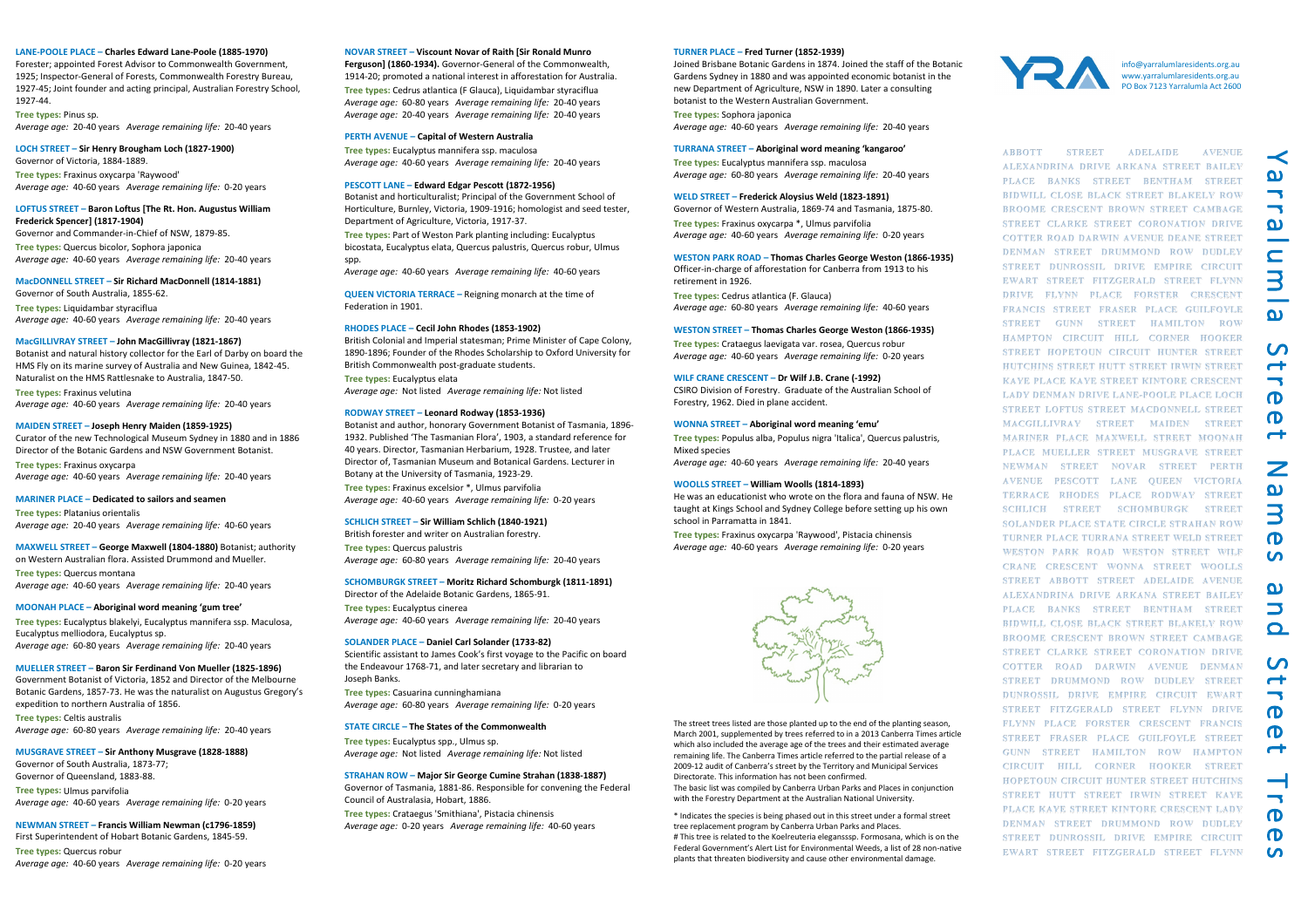**LANE-POOLE PLACE – Charles Edward Lane-Poole (1885-1970)**
Forester; appointed Forest Advisor to Commonwealth Government, 1925; Inspector-General of Forests, Commonwealth Forestry Bureau, 1927-45; Joint founder and acting principal, Australian Forestry School, 1927-44.
Tree types: Pinus sp.
*Average age:* 20-40 years *Average remaining life:* 20-40 years

**LOCH STREET – Sir Henry Brougham Loch (1827-1900)**
Governor of Victoria, 1884-1889.
Tree types: Fraxinus oxycarpa 'Raywood'
*Average age:* 40-60 years *Average remaining life:* 0-20 years

**LOFTUS STREET – Baron Loftus [The Rt. Hon. Augustus William Frederick Spencer] (1817-1904)**
Governor and Commander-in-Chief of NSW, 1879-85.
Tree types: Quercus bicolor, Sophora japonica
*Average age:* 40-60 years *Average remaining life:* 20-40 years

**MacDONNELL STREET – Sir Richard MacDonnell (1814-1881)**
Governor of South Australia, 1855-62.
Tree types: Liquidambar styraciflua
*Average age:* 40-60 years *Average remaining life:* 20-40 years

**MacGILLIVRAY STREET – John MacGillivray (1821-1867)**
Botanist and natural history collector for the Earl of Darby on board the HMS Fly on its marine survey of Australia and New Guinea, 1842-45. Naturalist on the HMS Rattlesnake to Australia, 1847-50.
Tree types: Fraxinus velutina
*Average age:* 40-60 years *Average remaining life:* 20-40 years

**MAIDEN STREET – Joseph Henry Maiden (1859-1925)**
Curator of the new Technological Museum Sydney in 1880 and in 1886 Director of the Botanic Gardens and NSW Government Botanist.
Tree types: Fraxinus oxycarpa
*Average age:* 40-60 years *Average remaining life:* 20-40 years

**MARINER PLACE – Dedicated to sailors and seamen**
Tree types: Platanius orientalis
*Average age:* 20-40 years *Average remaining life:* 40-60 years

**MAXWELL STREET – George Maxwell (1804-1880)** Botanist; authority on Western Australian flora. Assisted Drummond and Mueller.
Tree types: Quercus montana
*Average age:* 40-60 years *Average remaining life:* 20-40 years

**MOONAH PLACE – Aboriginal word meaning 'gum tree'**
Tree types: Eucalyptus blakelyi, Eucalyptus mannifera ssp. Maculosa, Eucalyptus melliodora, Eucalyptus sp.
*Average age:* 60-80 years *Average remaining life:* 20-40 years

**MUELLER STREET – Baron Sir Ferdinand Von Mueller (1825-1896)**
Government Botanist of Victoria, 1852 and Director of the Melbourne Botanic Gardens, 1857-73. He was the naturalist on Augustus Gregory's expedition to northern Australia of 1856.
Tree types: Celtis australis
*Average age:* 60-80 years *Average remaining life:* 20-40 years

**MUSGRAVE STREET – Sir Anthony Musgrave (1828-1888)**
Governor of South Australia, 1873-77;
Governor of Queensland, 1883-88.
Tree types: Ulmus parvifolia
*Average age:* 40-60 years *Average remaining life:* 0-20 years

**NEWMAN STREET – Francis William Newman (c1796-1859)**
First Superintendent of Hobart Botanic Gardens, 1845-59.
Tree types: Quercus robur
*Average age:* 40-60 years *Average remaining life:* 0-20 years

**NOVAR STREET – Viscount Novar of Raith [Sir Ronald Munro Ferguson] (1860-1934).** Governor-General of the Commonwealth, 1914-20; promoted a national interest in afforestation for Australia.
Tree types: Cedrus atlantica (F Glauca), Liquidambar styraciflua
*Average age:* 60-80 years *Average remaining life:* 20-40 years
*Average age:* 20-40 years *Average remaining life:* 20-40 years

**PERTH AVENUE – Capital of Western Australia**
Tree types: Eucalyptus mannifera ssp. maculosa
*Average age:* 40-60 years *Average remaining life:* 20-40 years

**PESCOTT LANE – Edward Edgar Pescott (1872-1956)**
Botanist and horticulturalist; Principal of the Government School of Horticulture, Burnley, Victoria, 1909-1916; homologist and seed tester, Department of Agriculture, Victoria, 1917-37.
Tree types: Part of Weston Park planting including: Eucalyptus bicostata, Eucalyptus elata, Quercus palustris, Quercus robur, Ulmus spp.
*Average age:* 40-60 years *Average remaining life:* 40-60 years

**QUEEN VICTORIA TERRACE** – Reigning monarch at the time of Federation in 1901.

**RHODES PLACE – Cecil John Rhodes (1853-1902)**
British Colonial and Imperial statesman; Prime Minister of Cape Colony, 1890-1896; Founder of the Rhodes Scholarship to Oxford University for British Commonwealth post-graduate students.
Tree types: Eucalyptus elata
*Average age:* Not listed *Average remaining life:* Not listed

**RODWAY STREET – Leonard Rodway (1853-1936)**
Botanist and author, honorary Government Botanist of Tasmania, 1896-1932. Published 'The Tasmanian Flora', 1903, a standard reference for 40 years. Director, Tasmanian Herbarium, 1928. Trustee, and later Director of, Tasmanian Museum and Botanical Gardens. Lecturer in Botany at the University of Tasmania, 1923-29.
Tree types: Fraxinus excelsior *, Ulmus parvifolia
*Average age:* 40-60 years *Average remaining life:* 0-20 years

**SCHLICH STREET – Sir William Schlich (1840-1921)**
British forester and writer on Australian forestry.
Tree types: Quercus palustris
*Average age:* 60-80 years *Average remaining life:* 20-40 years

**SCHOMBURGK STREET – Moritz Richard Schomburgk (1811-1891)**
Director of the Adelaide Botanic Gardens, 1865-91.
Tree types: Eucalyptus cinerea
*Average age:* 40-60 years *Average remaining life:* 20-40 years

**SOLANDER PLACE – Daniel Carl Solander (1733-82)**
Scientific assistant to James Cook's first voyage to the Pacific on board the Endeavour 1768-71, and later secretary and librarian to Joseph Banks.
Tree types: Casuarina cunninghamiana
*Average age:* 60-80 years *Average remaining life:* 0-20 years

**STATE CIRCLE – The States of the Commonwealth**
Tree types: Eucalyptus spp., Ulmus sp.
*Average age:* Not listed *Average remaining life:* Not listed

**STRAHAN ROW – Major Sir George Cumine Strahan (1838-1887)**
Governor of Tasmania, 1881-86. Responsible for convening the Federal Council of Australasia, Hobart, 1886.
Tree types: Crataegus 'Smithiana', Pistacia chinensis
*Average age:* 0-20 years *Average remaining life:* 40-60 years

**TURNER PLACE – Fred Turner (1852-1939)**
Joined Brisbane Botanic Gardens in 1874. Joined the staff of the Botanic Gardens Sydney in 1880 and was appointed economic botanist in the new Department of Agriculture, NSW in 1890. Later a consulting botanist to the Western Australian Government.
Tree types: Sophora japonica
*Average age:* 40-60 years *Average remaining life:* 20-40 years

**TURRANA STREET – Aboriginal word meaning 'kangaroo'**
Tree types: Eucalyptus mannifera ssp. maculosa
*Average age:* 60-80 years *Average remaining life:* 20-40 years

**WELD STREET – Frederick Aloysius Weld (1823-1891)**
Governor of Western Australia, 1869-74 and Tasmania, 1875-80.
Tree types: Fraxinus oxycarpa *, Ulmus parvifolia
*Average age:* 40-60 years *Average remaining life:* 0-20 years

**WESTON PARK ROAD – Thomas Charles George Weston (1866-1935)**
Officer-in-charge of afforestation for Canberra from 1913 to his retirement in 1926.
Tree types: Cedrus atlantica (F. Glauca)
*Average age:* 60-80 years *Average remaining life:* 40-60 years

**WESTON STREET – Thomas Charles George Weston (1866-1935)**
Tree types: Crataegus laevigata var. rosea, Quercus robur
*Average age:* 40-60 years *Average remaining life:* 0-20 years

**WILF CRANE CRESCENT – Dr Wilf J.B. Crane (-1992)**
CSIRO Division of Forestry. Graduate of the Australian School of Forestry, 1962. Died in plane accident.

**WONNA STREET – Aboriginal word meaning 'emu'**
Tree types: Populus alba, Populus nigra 'Italica', Quercus palustris, Mixed species
*Average age:* 40-60 years *Average remaining life:* 20-40 years

**WOOLLS STREET – William Woolls (1814-1893)**
He was an educationist who wrote on the flora and fauna of NSW. He taught at Kings School and Sydney College before setting up his own school in Parramatta in 1841.
Tree types: Fraxinus oxycarpa 'Raywood', Pistacia chinensis
*Average age:* 40-60 years *Average remaining life:* 0-20 years

The street trees listed are those planted up to the end of the planting season, March 2001, supplemented by trees referred to in a 2013 Canberra Times article which also included the average age of the trees and their estimated average remaining life. The Canberra Times article referred to the partial release of a 2009-12 audit of Canberra's street by the Territory and Municipal Services Directorate. This information has not been confirmed.
The basic list was compiled by Canberra Urban Parks and Places in conjunction with the Forestry Department at the Australian National University.

\* Indicates the species is being phased out in this street under a formal street tree replacement program by Canberra Urban Parks and Places.
\# This tree is related to the Koelreuteria elegansssp. Formosana, which is on the Federal Government's Alert List for Environmental Weeds, a list of 28 non-native plants that threaten biodiversity and cause other environmental damage.

YRA
info@yarralumlaresidents.org.au
www.yarralumlaresidents.org.au
PO Box 7123 Yarralumla Act 2600

# Yarralumla Street Names and Street Trees